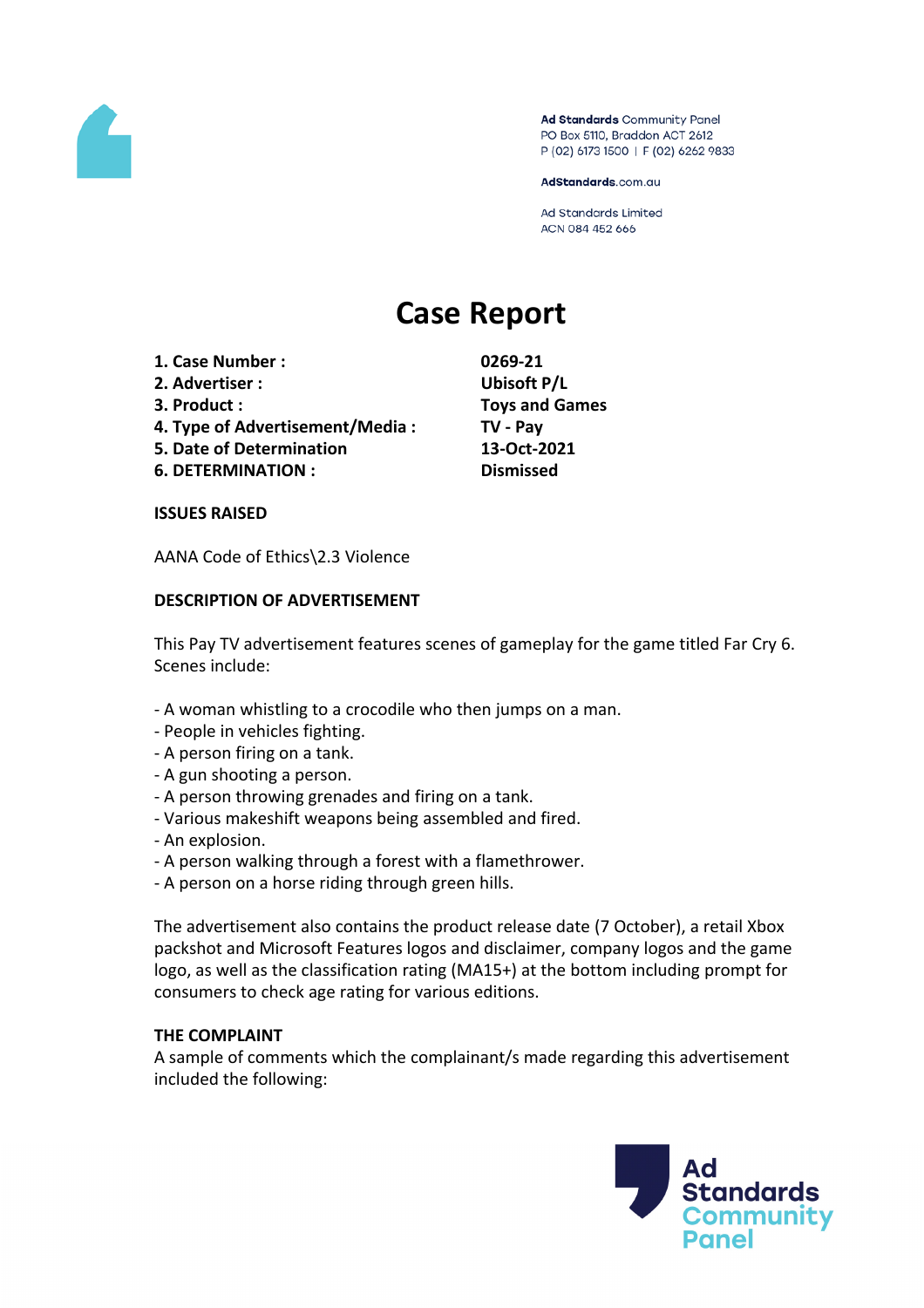Ad Standards Community Panel
PO Box 5110, Braddon ACT 2612
P (02) 6173 1500 | F (02) 6262 9833

AdStandards.com.au

Ad Standards Limited
ACN 084 452 666

# Case Report

| | |
|---|---|
| **1. Case Number :** | **0269-21** |
| **2. Advertiser :** | **Ubisoft P/L** |
| **3. Product :** | **Toys and Games** |
| **4. Type of Advertisement/Media :** | **TV - Pay** |
| **5. Date of Determination** | **13-Oct-2021** |
| **6. DETERMINATION :** | **Dismissed** |

**ISSUES RAISED**

AANA Code of Ethics\2.3 Violence

**DESCRIPTION OF ADVERTISEMENT**

This Pay TV advertisement features scenes of gameplay for the game titled Far Cry 6. Scenes include:

- A woman whistling to a crocodile who then jumps on a man.
- People in vehicles fighting.
- A person firing on a tank.
- A gun shooting a person.
- A person throwing grenades and firing on a tank.
- Various makeshift weapons being assembled and fired.
- An explosion.
- A person walking through a forest with a flamethrower.
- A person on a horse riding through green hills.

The advertisement also contains the product release date (7 October), a retail Xbox packshot and Microsoft Features logos and disclaimer, company logos and the game logo, as well as the classification rating (MA15+) at the bottom including prompt for consumers to check age rating for various editions.

**THE COMPLAINT**

A sample of comments which the complainant/s made regarding this advertisement included the following: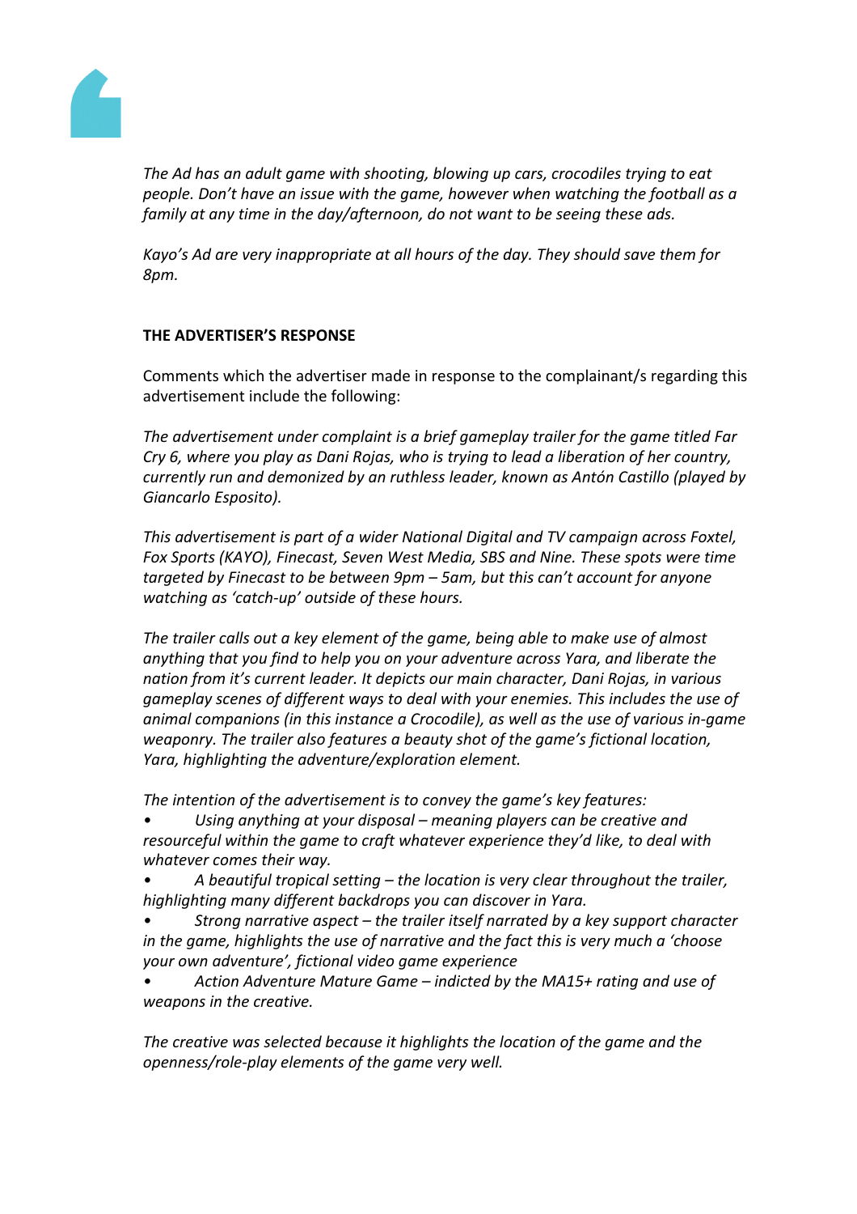*The Ad has an adult game with shooting, blowing up cars, crocodiles trying to eat people. Don't have an issue with the game, however when watching the football as a family at any time in the day/afternoon, do not want to be seeing these ads.*

*Kayo's Ad are very inappropriate at all hours of the day. They should save them for 8pm.*

**THE ADVERTISER'S RESPONSE**

Comments which the advertiser made in response to the complainant/s regarding this advertisement include the following:

*The advertisement under complaint is a brief gameplay trailer for the game titled Far Cry 6, where you play as Dani Rojas, who is trying to lead a liberation of her country, currently run and demonized by an ruthless leader, known as Antón Castillo (played by Giancarlo Esposito).*

*This advertisement is part of a wider National Digital and TV campaign across Foxtel, Fox Sports (KAYO), Finecast, Seven West Media, SBS and Nine. These spots were time targeted by Finecast to be between 9pm – 5am, but this can't account for anyone watching as 'catch-up' outside of these hours.*

*The trailer calls out a key element of the game, being able to make use of almost anything that you find to help you on your adventure across Yara, and liberate the nation from it's current leader. It depicts our main character, Dani Rojas, in various gameplay scenes of different ways to deal with your enemies. This includes the use of animal companions (in this instance a Crocodile), as well as the use of various in-game weaponry. The trailer also features a beauty shot of the game's fictional location, Yara, highlighting the adventure/exploration element.*

*The intention of the advertisement is to convey the game's key features:*

- *Using anything at your disposal – meaning players can be creative and resourceful within the game to craft whatever experience they'd like, to deal with whatever comes their way.*
- *A beautiful tropical setting – the location is very clear throughout the trailer, highlighting many different backdrops you can discover in Yara.*
- *Strong narrative aspect – the trailer itself narrated by a key support character in the game, highlights the use of narrative and the fact this is very much a 'choose your own adventure', fictional video game experience*
- *Action Adventure Mature Game – indicted by the MA15+ rating and use of weapons in the creative.*

*The creative was selected because it highlights the location of the game and the openness/role-play elements of the game very well.*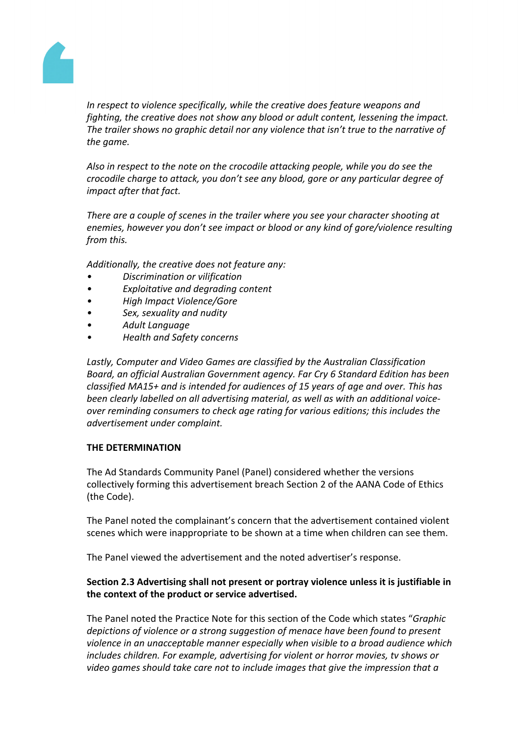*In respect to violence specifically, while the creative does feature weapons and fighting, the creative does not show any blood or adult content, lessening the impact. The trailer shows no graphic detail nor any violence that isn't true to the narrative of the game.*

*Also in respect to the note on the crocodile attacking people, while you do see the crocodile charge to attack, you don't see any blood, gore or any particular degree of impact after that fact.*

*There are a couple of scenes in the trailer where you see your character shooting at enemies, however you don't see impact or blood or any kind of gore/violence resulting from this.*

*Additionally, the creative does not feature any:*

- *Discrimination or vilification*
- *Exploitative and degrading content*
- *High Impact Violence/Gore*
- *Sex, sexuality and nudity*
- *Adult Language*
- *Health and Safety concerns*

*Lastly, Computer and Video Games are classified by the Australian Classification Board, an official Australian Government agency. Far Cry 6 Standard Edition has been classified MA15+ and is intended for audiences of 15 years of age and over. This has been clearly labelled on all advertising material, as well as with an additional voice-over reminding consumers to check age rating for various editions; this includes the advertisement under complaint.*

**THE DETERMINATION**

The Ad Standards Community Panel (Panel) considered whether the versions collectively forming this advertisement breach Section 2 of the AANA Code of Ethics (the Code).

The Panel noted the complainant's concern that the advertisement contained violent scenes which were inappropriate to be shown at a time when children can see them.

The Panel viewed the advertisement and the noted advertiser's response.

**Section 2.3 Advertising shall not present or portray violence unless it is justifiable in the context of the product or service advertised.**

The Panel noted the Practice Note for this section of the Code which states "*Graphic depictions of violence or a strong suggestion of menace have been found to present violence in an unacceptable manner especially when visible to a broad audience which includes children. For example, advertising for violent or horror movies, tv shows or video games should take care not to include images that give the impression that a*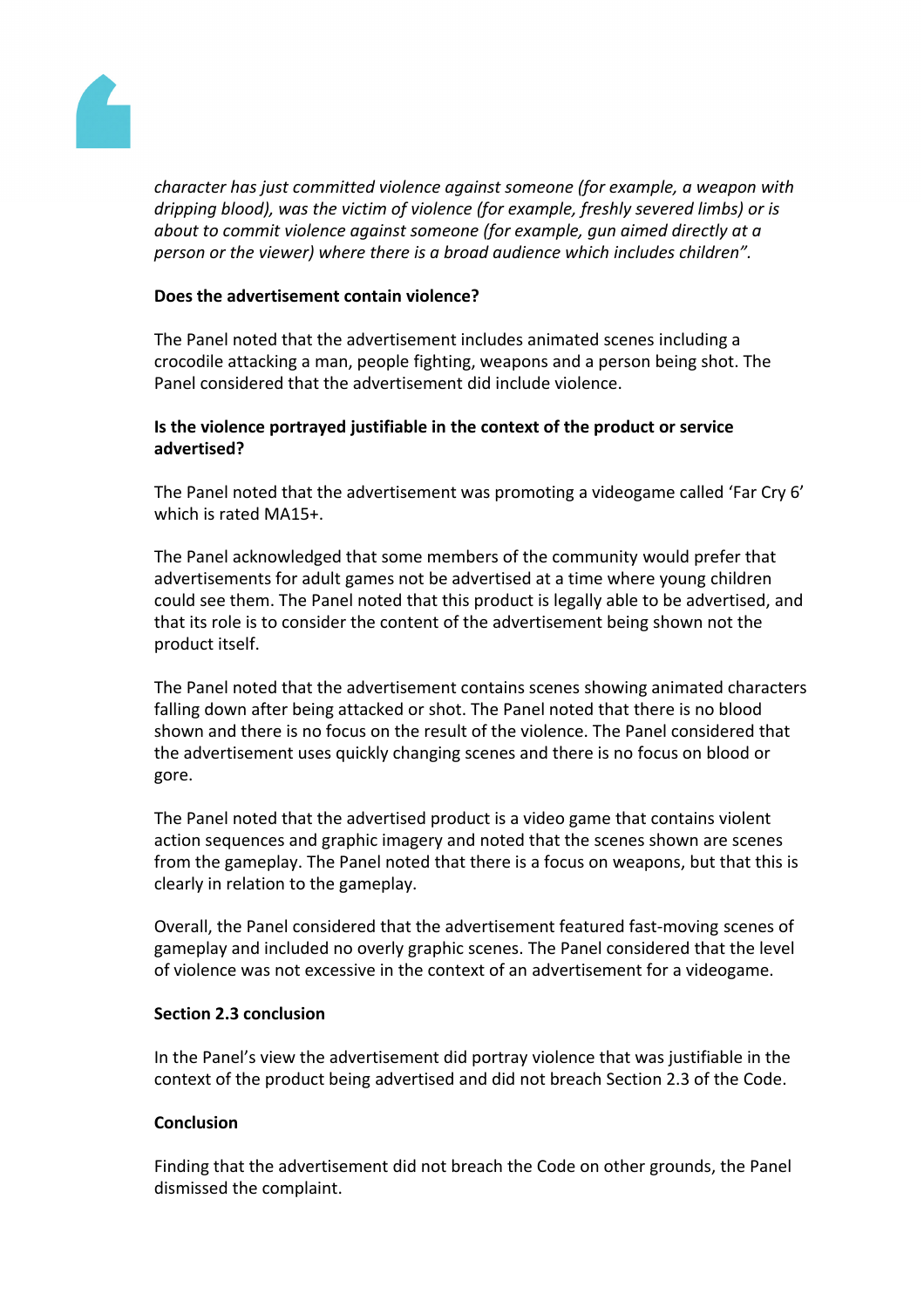*character has just committed violence against someone (for example, a weapon with dripping blood), was the victim of violence (for example, freshly severed limbs) or is about to commit violence against someone (for example, gun aimed directly at a person or the viewer) where there is a broad audience which includes children".*

**Does the advertisement contain violence?**

The Panel noted that the advertisement includes animated scenes including a crocodile attacking a man, people fighting, weapons and a person being shot. The Panel considered that the advertisement did include violence.

**Is the violence portrayed justifiable in the context of the product or service advertised?**

The Panel noted that the advertisement was promoting a videogame called 'Far Cry 6' which is rated MA15+.

The Panel acknowledged that some members of the community would prefer that advertisements for adult games not be advertised at a time where young children could see them. The Panel noted that this product is legally able to be advertised, and that its role is to consider the content of the advertisement being shown not the product itself.

The Panel noted that the advertisement contains scenes showing animated characters falling down after being attacked or shot. The Panel noted that there is no blood shown and there is no focus on the result of the violence. The Panel considered that the advertisement uses quickly changing scenes and there is no focus on blood or gore.

The Panel noted that the advertised product is a video game that contains violent action sequences and graphic imagery and noted that the scenes shown are scenes from the gameplay. The Panel noted that there is a focus on weapons, but that this is clearly in relation to the gameplay.

Overall, the Panel considered that the advertisement featured fast-moving scenes of gameplay and included no overly graphic scenes. The Panel considered that the level of violence was not excessive in the context of an advertisement for a videogame.

**Section 2.3 conclusion**

In the Panel's view the advertisement did portray violence that was justifiable in the context of the product being advertised and did not breach Section 2.3 of the Code.

**Conclusion**

Finding that the advertisement did not breach the Code on other grounds, the Panel dismissed the complaint.